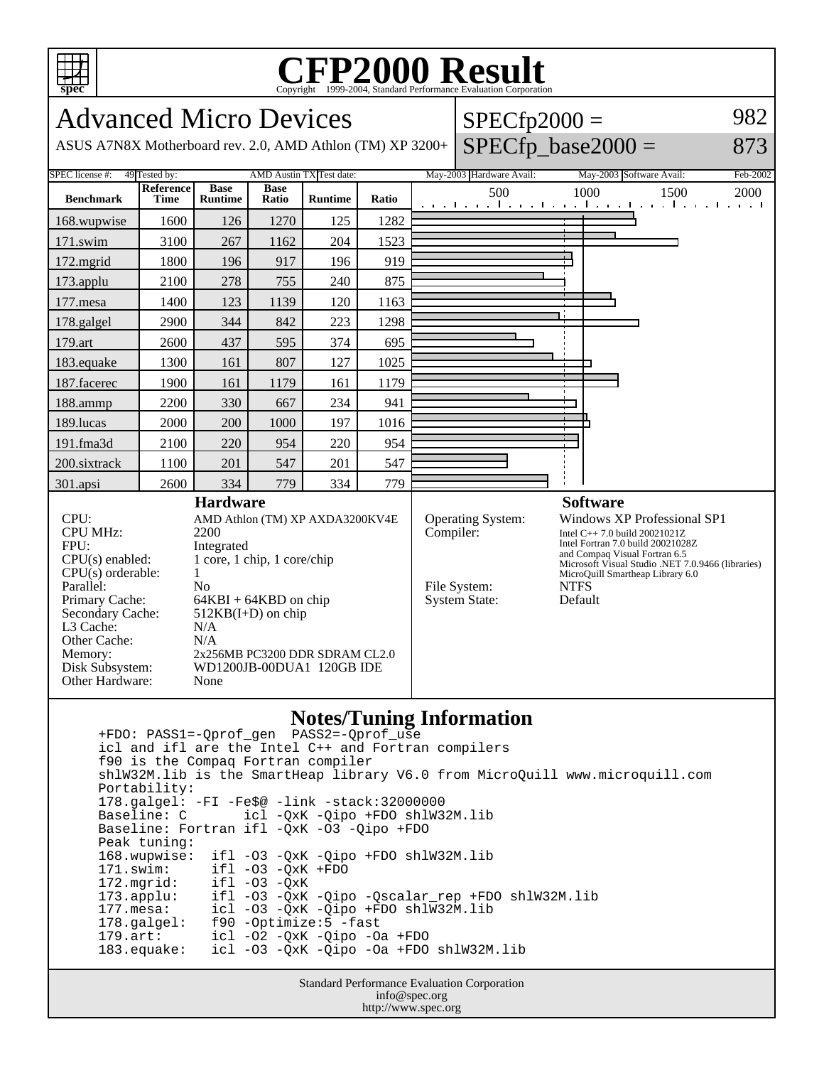# CFP2000 Result

Copyright 1999-2004, Standard Performance Evaluation Corporation

## Advanced Micro Devices

ASUS A7N8X Motherboard rev. 2.0, AMD Athlon (TM) XP 3200+

SPECfp2000 = 982

SPECfp_base2000 = 873

| SPEC license #: | 49 | Tested by: | AMD Austin TX | Test date: | May-2003 | Hardware Avail: | May-2003 | Software Avail: | Feb-2002 |
|---|---|---|---|---|---|---|---|---|---|

| Benchmark | Reference Time | Base Runtime | Base Ratio | Runtime | Ratio |
|---|---|---|---|---|---|
| 168.wupwise | 1600 | 126 | 1270 | 125 | 1282 |
| 171.swim | 3100 | 267 | 1162 | 204 | 1523 |
| 172.mgrid | 1800 | 196 | 917 | 196 | 919 |
| 173.applu | 2100 | 278 | 755 | 240 | 875 |
| 177.mesa | 1400 | 123 | 1139 | 120 | 1163 |
| 178.galgel | 2900 | 344 | 842 | 223 | 1298 |
| 179.art | 2600 | 437 | 595 | 374 | 695 |
| 183.equake | 1300 | 161 | 807 | 127 | 1025 |
| 187.facerec | 1900 | 161 | 1179 | 161 | 1179 |
| 188.ammp | 2200 | 330 | 667 | 234 | 941 |
| 189.lucas | 2000 | 200 | 1000 | 197 | 1016 |
| 191.fma3d | 2100 | 220 | 954 | 220 | 954 |
| 200.sixtrack | 1100 | 201 | 547 | 201 | 547 |
| 301.apsi | 2600 | 334 | 779 | 334 | 779 |

### Hardware

| | |
|---|---|
| CPU: | AMD Athlon (TM) XP AXDA3200KV4E |
| CPU MHz: | 2200 |
| FPU: | Integrated |
| CPU(s) enabled: | 1 core, 1 chip, 1 core/chip |
| CPU(s) orderable: | 1 |
| Parallel: | No |
| Primary Cache: | 64KBI + 64KBD on chip |
| Secondary Cache: | 512KB(I+D) on chip |
| L3 Cache: | N/A |
| Other Cache: | N/A |
| Memory: | 2x256MB PC3200 DDR SDRAM CL2.0 |
| Disk Subsystem: | WD1200JB-00DUA1 120GB IDE |
| Other Hardware: | None |

### Software

| | |
|---|---|
| Operating System: | Windows XP Professional SP1 |
| Compiler: | Intel C++ 7.0 build 20021021Z<br>Intel Fortran 7.0 build 20021028Z<br>and Compaq Visual Fortran 6.5<br>Microsoft Visual Studio .NET 7.0.9466 (libraries)<br>MicroQuill Smartheap Library 6.0 |
| File System: | NTFS |
| System State: | Default |

### Notes/Tuning Information

```
+FDO: PASS1=-Qprof_gen  PASS2=-Qprof_use
icl and ifl are the Intel C++ and Fortran compilers
f90 is the Compaq Fortran compiler
shlW32M.lib is the SmartHeap library V6.0 from MicroQuill www.microquill.com
Portability:
178.galgel: -FI -Fe$@ -link -stack:32000000
Baseline: C       icl -QxK -Qipo +FDO shlW32M.lib
Baseline: Fortran ifl -QxK -O3 -Qipo +FDO
Peak tuning:
168.wupwise:  ifl -O3 -QxK -Qipo +FDO shlW32M.lib
171.swim:     ifl -O3 -QxK +FDO
172.mgrid:    ifl -O3 -QxK
173.applu:    ifl -O3 -QxK -Qipo -Qscalar_rep +FDO shlW32M.lib
177.mesa:     icl -O3 -QxK -Qipo +FDO shlW32M.lib
178.galgel:   f90 -Optimize:5 -fast
179.art:      icl -O2 -QxK -Qipo -Oa +FDO
183.equake:   icl -O3 -QxK -Qipo -Oa +FDO shlW32M.lib
```

Standard Performance Evaluation Corporation
info@spec.org
http://www.spec.org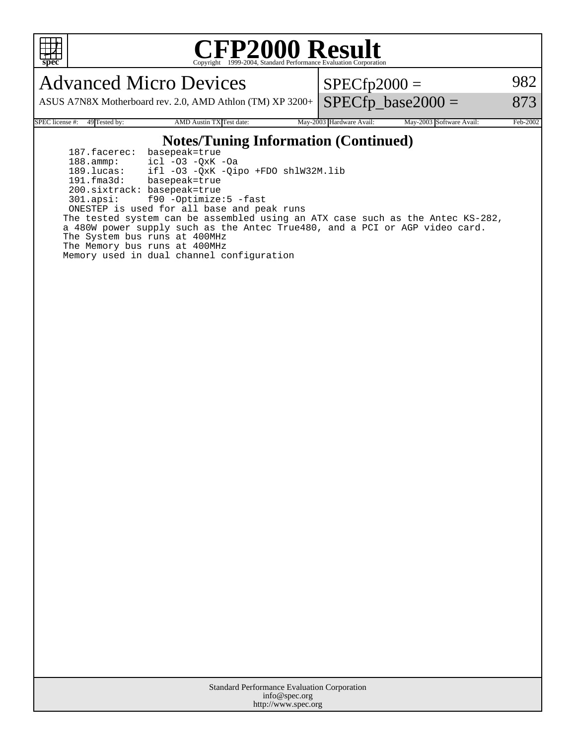# CFP2000 Result

Copyright 1999-2004, Standard Performance Evaluation Corporation

## Advanced Micro Devices

ASUS A7N8X Motherboard rev. 2.0, AMD Athlon (TM) XP 3200+

SPECfp2000 = 982

SPECfp_base2000 = 873

| SPEC license #: | 49 | Tested by: | AMD Austin TX | Test date: | May-2003 | Hardware Avail: | May-2003 | Software Avail: | Feb-2002 |
|---|---|---|---|---|---|---|---|---|---|

## Notes/Tuning Information (Continued)

```
  187.facerec:  basepeak=true
  188.ammp:     icl -O3 -QxK -Oa
  189.lucas:    ifl -O3 -QxK -Qipo +FDO shlW32M.lib
  191.fma3d:    basepeak=true
  200.sixtrack: basepeak=true
  301.apsi:     f90 -Optimize:5 -fast
  ONESTEP is used for all base and peak runs
 The tested system can be assembled using an ATX case such as the Antec KS-282,
 a 480W power supply such as the Antec True480, and a PCI or AGP video card.
 The System bus runs at 400MHz
 The Memory bus runs at 400MHz
 Memory used in dual channel configuration
```

Standard Performance Evaluation Corporation
info@spec.org
http://www.spec.org